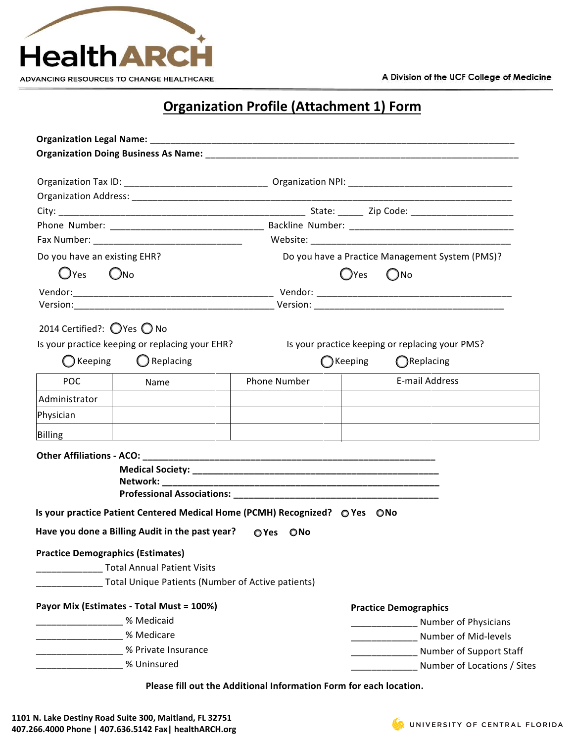HealthARCH

ADVANCING RESOURCES TO CHANGE HEALTHCARE

A Division of the UCF College of Medicine

# Organization Profile (Attachment 1) Form

**Organization Legal Name:** ___________________________________________________________________________

**Organization Doing Business As Name:** _________________________________________________________________

Organization Tax ID: ___________________________ Organization NPI: _______________________________

Organization Address: _____________________________________________________________________

City: _____________________________________________ State: _____ Zip Code: ___________________

Phone Number: ____________________________ Backline Number: _______________________________

Fax Number: ____________________________ Website: ______________________________________

Do you have an existing EHR?

○ Yes ○ No

Vendor: ______________________________________

Version: ______________________________________

2014 Certified?: ○ Yes ○ No

Is your practice keeping or replacing your EHR?

○ Keeping ○ Replacing

Do you have a Practice Management System (PMS)?

○ Yes ○ No

Vendor: ______________________________________

Version: ______________________________________

Is your practice keeping or replacing your PMS?

○ Keeping ○ Replacing

| POC | Name | Phone Number | E-mail Address |
|---|---|---|---|
| Administrator | | | |
| Physician | | | |
| Billing | | | |

**Other Affiliations - ACO:** _____________________________________________________________

**Medical Society:** _____________________________________________________

**Network:** __________________________________________________________

**Professional Associations:** _________________________________________

**Is your practice Patient Centered Medical Home (PCMH) Recognized?** ○ **Yes** ○ **No**

**Have you done a Billing Audit in the past year?** ○ **Yes** ○ **No**

**Practice Demographics (Estimates)**

_____________ Total Annual Patient Visits

_____________ Total Unique Patients (Number of Active patients)

**Payor Mix (Estimates - Total Must = 100%)**

________________ % Medicaid

________________ % Medicare

________________ % Private Insurance

________________ % Uninsured

**Practice Demographics**

_____________ Number of Physicians

_____________ Number of Mid-levels

_____________ Number of Support Staff

_____________ Number of Locations / Sites

**Please fill out the Additional Information Form for each location.**

**1101 N. Lake Destiny Road Suite 300, Maitland, FL 32751**
**407.266.4000 Phone | 407.636.5142 Fax| healthARCH.org**

UNIVERSITY OF CENTRAL FLORIDA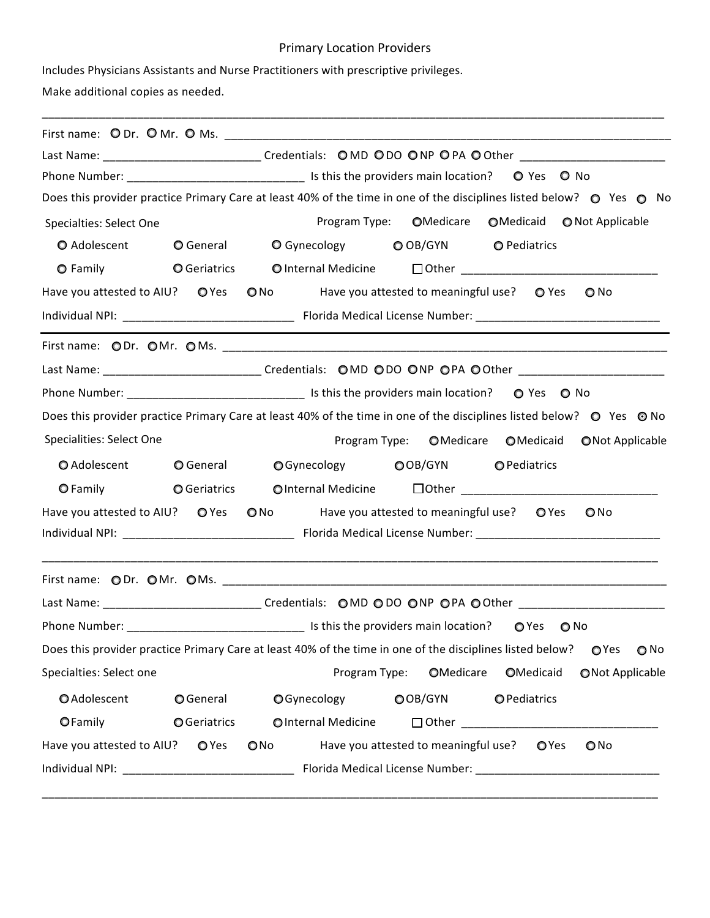# Primary Location Providers

Includes Physicians Assistants and Nurse Practitioners with prescriptive privileges.

Make additional copies as needed.

---

First name: ○ Dr. ○ Mr. ○ Ms. ______________________________

Last Name: ______________________ Credentials: ○ MD ○ DO ○ NP ○ PA ○ Other ______________________

Phone Number: __________________________ Is this the providers main location? ○ Yes ○ No

Does this provider practice Primary Care at least 40% of the time in one of the disciplines listed below? ○ Yes ○ No

Specialties: Select One

Program Type: ○ Medicare ○ Medicaid ○ Not Applicable

○ Adolescent ○ General ○ Gynecology ○ OB/GYN ○ Pediatrics

○ Family ○ Geriatrics ○ Internal Medicine ☐ Other ______________________________

Have you attested to AIU? ○ Yes ○ No Have you attested to meaningful use? ○ Yes ○ No

Individual NPI: __________________________ Florida Medical License Number: ____________________________

---

First name: ○ Dr. ○ Mr. ○ Ms. ______________________________

Last Name: ______________________ Credentials: ○ MD ○ DO ○ NP ○ PA ○ Other ______________________

Phone Number: __________________________ Is this the providers main location? ○ Yes ○ No

Does this provider practice Primary Care at least 40% of the time in one of the disciplines listed below? ○ Yes ⊙ No

Specialities: Select One

Program Type: ○ Medicare ○ Medicaid ○ Not Applicable

○ Adolescent ○ General ○ Gynecology ○ OB/GYN ○ Pediatrics

○ Family ○ Geriatrics ○ Internal Medicine ☐ Other ______________________________

Have you attested to AIU? ○ Yes ○ No Have you attested to meaningful use? ○ Yes ○ No

Individual NPI: __________________________ Florida Medical License Number: ____________________________

---

First name: ○ Dr. ○ Mr. ○ Ms. ______________________________

Last Name: ______________________ Credentials: ○ MD ○ DO ○ NP ○ PA ○ Other ______________________

Phone Number: __________________________ Is this the providers main location? ○ Yes ○ No

Does this provider practice Primary Care at least 40% of the time in one of the disciplines listed below? ○ Yes ○ No

Specialties: Select one

Program Type: ○ Medicare ○ Medicaid ○ Not Applicable

○ Adolescent ○ General ○ Gynecology ○ OB/GYN ○ Pediatrics

○ Family ○ Geriatrics ○ Internal Medicine ☐ Other ______________________________

Have you attested to AIU? ○ Yes ○ No Have you attested to meaningful use? ○ Yes ○ No

Individual NPI: __________________________ Florida Medical License Number: ____________________________

---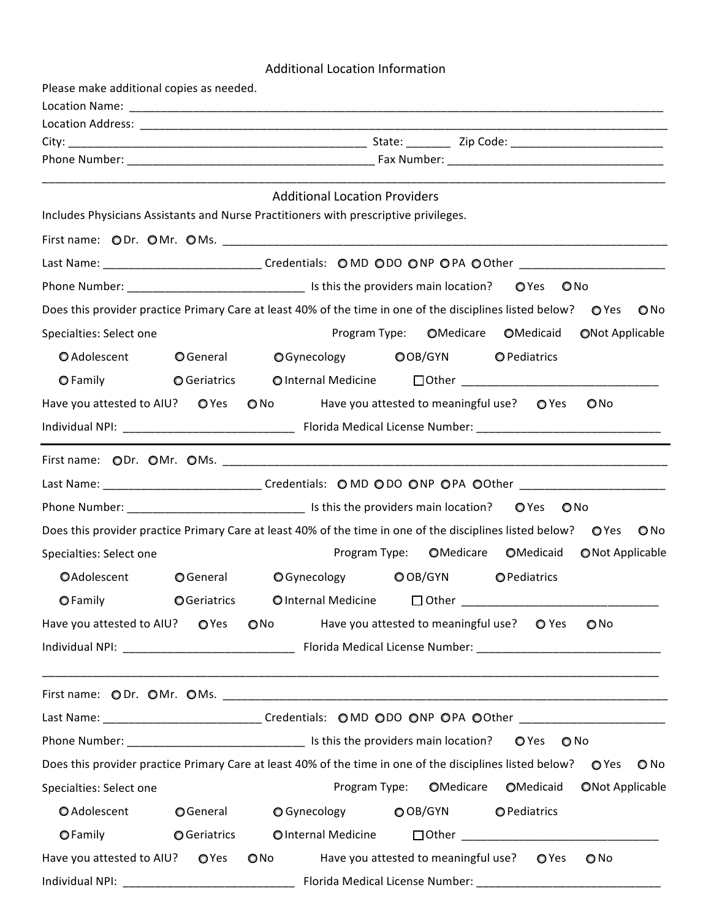## Additional Location Information

Please make additional copies as needed.

Location Name: ______________________________________________________________________________

Location Address: ____________________________________________________________________________

City: ____________________________________________ State: _______ Zip Code: ______________________

Phone Number: ____________________________________ Fax Number: _______________________________

---

## Additional Location Providers

Includes Physicians Assistants and Nurse Practitioners with prescriptive privileges.

First name: ○ Dr. ○ Mr. ○ Ms. ______________________________________________________________

Last Name: _______________________ Credentials: ○ MD ○ DO ○ NP ○ PA ○ Other ______________________

Phone Number: ___________________________ Is this the providers main location? ○ Yes ○ No

Does this provider practice Primary Care at least 40% of the time in one of the disciplines listed below? ○ Yes ○ No

Specialties: Select one Program Type: ○ Medicare ○ Medicaid ○ Not Applicable

○ Adolescent ○ General ○ Gynecology ○ OB/GYN ○ Pediatrics

○ Family ○ Geriatrics ○ Internal Medicine ☐ Other ______________________________

Have you attested to AIU? ○ Yes ○ No Have you attested to meaningful use? ○ Yes ○ No

Individual NPI: __________________________ Florida Medical License Number: ____________________________

---

First name: ○ Dr. ○ Mr. ○ Ms. ______________________________________________________________

Last Name: _______________________ Credentials: ○ MD ○ DO ○ NP ○ PA ○ Other ______________________

Phone Number: ___________________________ Is this the providers main location? ○ Yes ○ No

Does this provider practice Primary Care at least 40% of the time in one of the disciplines listed below? ○ Yes ○ No

Specialties: Select one Program Type: ○ Medicare ○ Medicaid ○ Not Applicable

○ Adolescent ○ General ○ Gynecology ○ OB/GYN ○ Pediatrics

○ Family ○ Geriatrics ○ Internal Medicine ☐ Other ______________________________

Have you attested to AIU? ○ Yes ○ No Have you attested to meaningful use? ○ Yes ○ No

Individual NPI: __________________________ Florida Medical License Number: ____________________________

---

First name: ○ Dr. ○ Mr. ○ Ms. ______________________________________________________________

Last Name: _______________________ Credentials: ○ MD ○ DO ○ NP ○ PA ○ Other ______________________

Phone Number: ___________________________ Is this the providers main location? ○ Yes ○ No

Does this provider practice Primary Care at least 40% of the time in one of the disciplines listed below? ○ Yes ○ No

Specialties: Select one Program Type: ○ Medicare ○ Medicaid ○ Not Applicable

○ Adolescent ○ General ○ Gynecology ○ OB/GYN ○ Pediatrics

○ Family ○ Geriatrics ○ Internal Medicine ☐ Other ______________________________

Have you attested to AIU? ○ Yes ○ No Have you attested to meaningful use? ○ Yes ○ No

Individual NPI: __________________________ Florida Medical License Number: ____________________________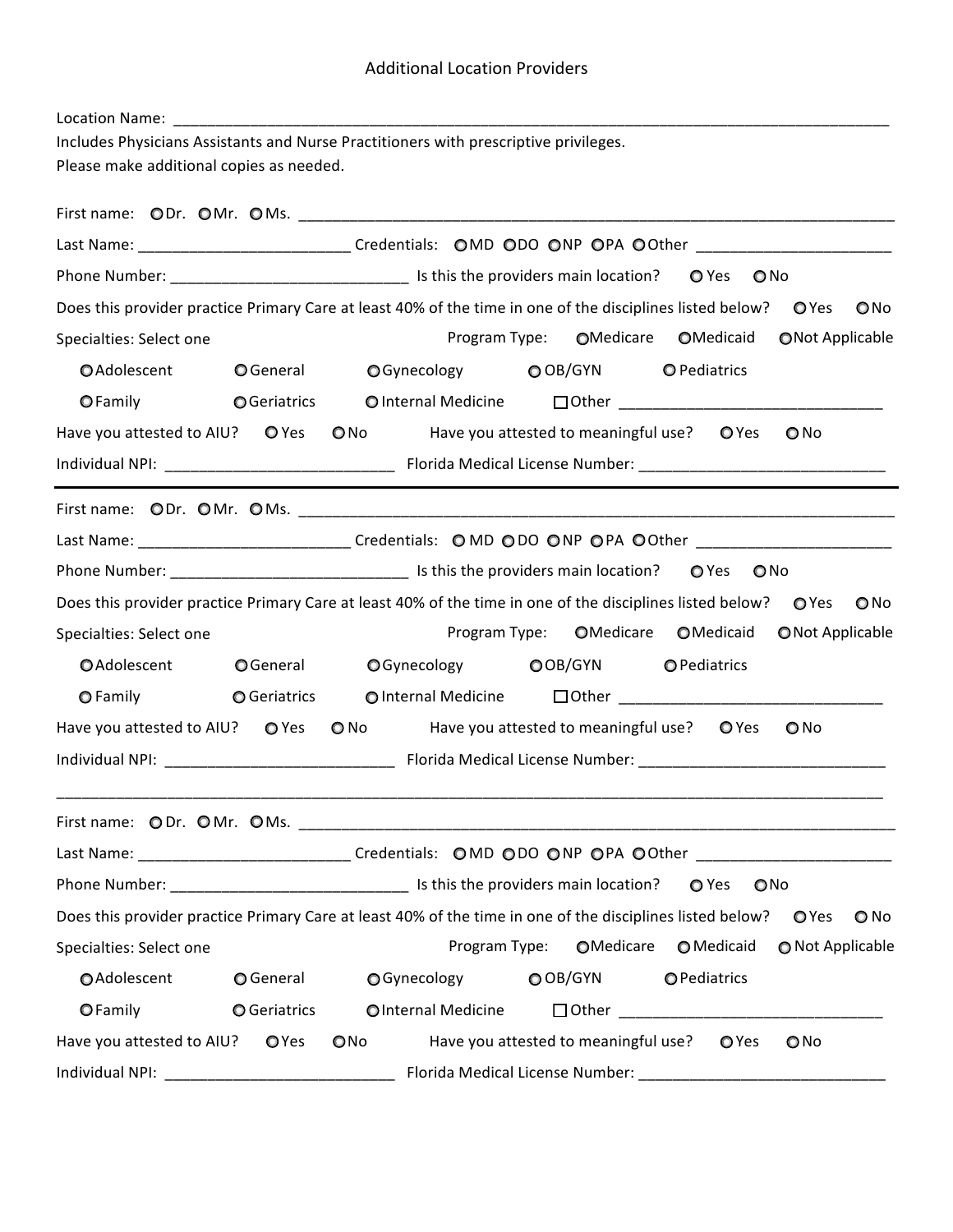# Additional Location Providers

Location Name: ______________________________________________________________________________

Includes Physicians Assistants and Nurse Practitioners with prescriptive privileges.

Please make additional copies as needed.

First name: ○ Dr. ○ Mr. ○ Ms. ________________________________________________________________

Last Name: ________________________ Credentials: ○ MD ○ DO ○ NP ○ PA ○ Other ______________________

Phone Number: ____________________________ Is this the providers main location? ○ Yes ○ No

Does this provider practice Primary Care at least 40% of the time in one of the disciplines listed below? ○ Yes ○ No

Specialties: Select one Program Type: ○ Medicare ○ Medicaid ○ Not Applicable

○ Adolescent ○ General ○ Gynecology ○ OB/GYN ○ Pediatrics

○ Family ○ Geriatrics ○ Internal Medicine ☐ Other ______________________________

Have you attested to AIU? ○ Yes ○ No Have you attested to meaningful use? ○ Yes ○ No

Individual NPI: ___________________________ Florida Medical License Number: ____________________________

---

First name: ○ Dr. ○ Mr. ○ Ms. ________________________________________________________________

Last Name: ________________________ Credentials: ○ MD ○ DO ○ NP ○ PA ○ Other ______________________

Phone Number: ____________________________ Is this the providers main location? ○ Yes ○ No

Does this provider practice Primary Care at least 40% of the time in one of the disciplines listed below? ○ Yes ○ No

Specialties: Select one Program Type: ○ Medicare ○ Medicaid ○ Not Applicable

○ Adolescent ○ General ○ Gynecology ○ OB/GYN ○ Pediatrics

○ Family ○ Geriatrics ○ Internal Medicine ☐ Other ______________________________

Have you attested to AIU? ○ Yes ○ No Have you attested to meaningful use? ○ Yes ○ No

Individual NPI: ___________________________ Florida Medical License Number: ____________________________

---

First name: ○ Dr. ○ Mr. ○ Ms. ________________________________________________________________

Last Name: ________________________ Credentials: ○ MD ○ DO ○ NP ○ PA ○ Other ______________________

Phone Number: ____________________________ Is this the providers main location? ○ Yes ○ No

Does this provider practice Primary Care at least 40% of the time in one of the disciplines listed below? ○ Yes ○ No

Specialties: Select one Program Type: ○ Medicare ○ Medicaid ○ Not Applicable

○ Adolescent ○ General ○ Gynecology ○ OB/GYN ○ Pediatrics

○ Family ○ Geriatrics ○ Internal Medicine ☐ Other ______________________________

Have you attested to AIU? ○ Yes ○ No Have you attested to meaningful use? ○ Yes ○ No

Individual NPI: ___________________________ Florida Medical License Number: ____________________________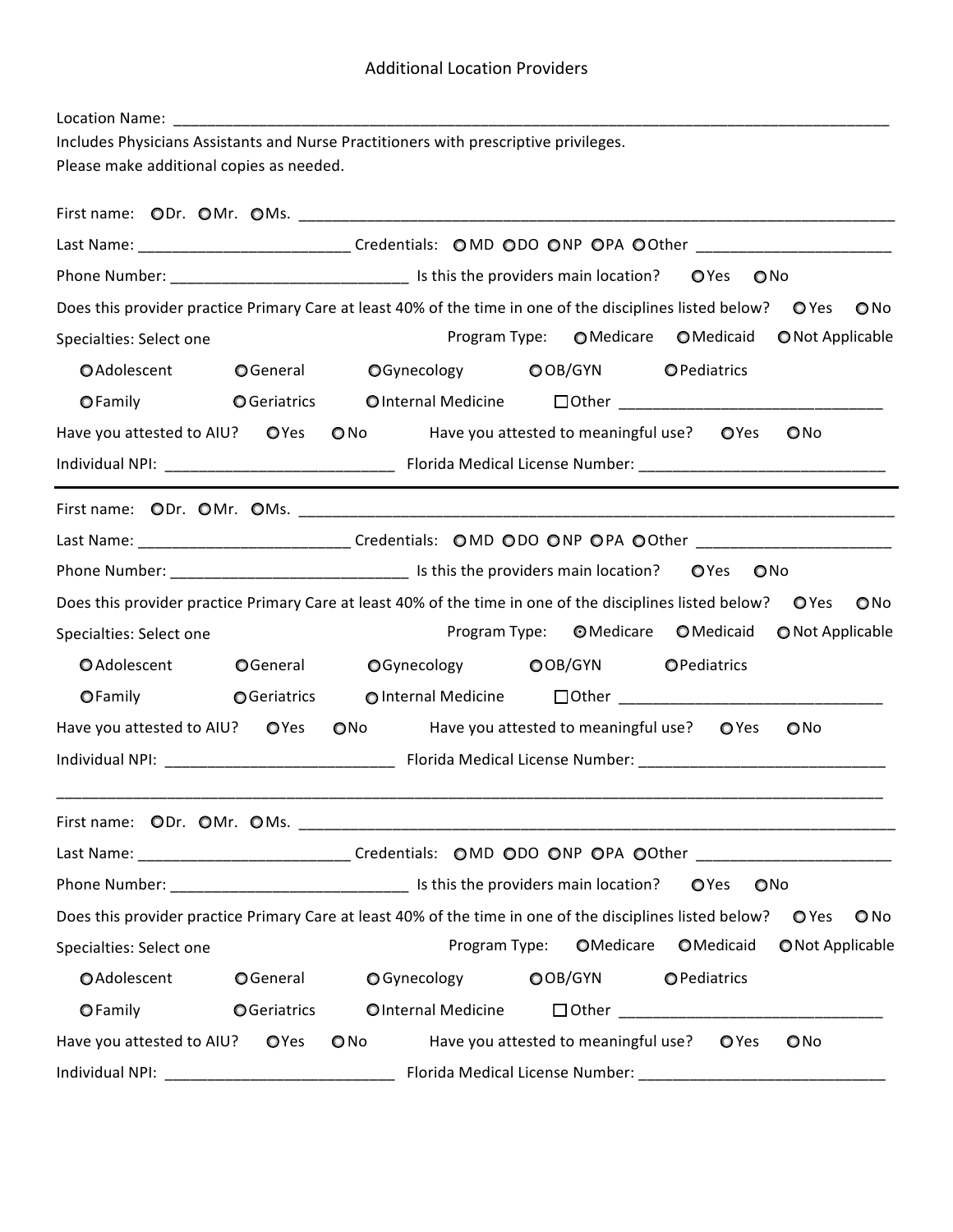# Additional Location Providers

Location Name: ______________________________________________________________________________

Includes Physicians Assistants and Nurse Practitioners with prescriptive privileges.

Please make additional copies as needed.

First name: ○Dr. ○Mr. ○Ms. ________________________________________________________________

Last Name: _______________________ Credentials: ○MD ○DO ○NP ○PA ○Other _____________________

Phone Number: __________________________ Is this the providers main location? ○Yes ○No

Does this provider practice Primary Care at least 40% of the time in one of the disciplines listed below? ○Yes ○No

Specialties: Select one Program Type: ○Medicare ○Medicaid ○Not Applicable

○Adolescent ○General ○Gynecology ○OB/GYN ○Pediatrics

○Family ○Geriatrics ○Internal Medicine ☐Other ____________________________

Have you attested to AIU? ○Yes ○No Have you attested to meaningful use? ○Yes ○No

Individual NPI: _________________________ Florida Medical License Number: ___________________________

---

First name: ○Dr. ○Mr. ○Ms. ________________________________________________________________

Last Name: _______________________ Credentials: ○MD ○DO ○NP ○PA ○Other _____________________

Phone Number: __________________________ Is this the providers main location? ○Yes ○No

Does this provider practice Primary Care at least 40% of the time in one of the disciplines listed below? ○Yes ○No

Specialties: Select one Program Type: ⊙Medicare ○Medicaid ○Not Applicable

○Adolescent ○General ○Gynecology ○OB/GYN ○Pediatrics

○Family ○Geriatrics ○Internal Medicine ☐Other ____________________________

Have you attested to AIU? ○Yes ○No Have you attested to meaningful use? ○Yes ○No

Individual NPI: _________________________ Florida Medical License Number: ___________________________

---

First name: ○Dr. ○Mr. ○Ms. ________________________________________________________________

Last Name: _______________________ Credentials: ○MD ○DO ○NP ○PA ○Other _____________________

Phone Number: __________________________ Is this the providers main location? ○Yes ○No

Does this provider practice Primary Care at least 40% of the time in one of the disciplines listed below? ○Yes ○No

Specialties: Select one Program Type: ○Medicare ○Medicaid ○Not Applicable

○Adolescent ○General ○Gynecology ○OB/GYN ○Pediatrics

○Family ○Geriatrics ○Internal Medicine ☐Other ____________________________

Have you attested to AIU? ○Yes ○No Have you attested to meaningful use? ○Yes ○No

Individual NPI: _________________________ Florida Medical License Number: ___________________________